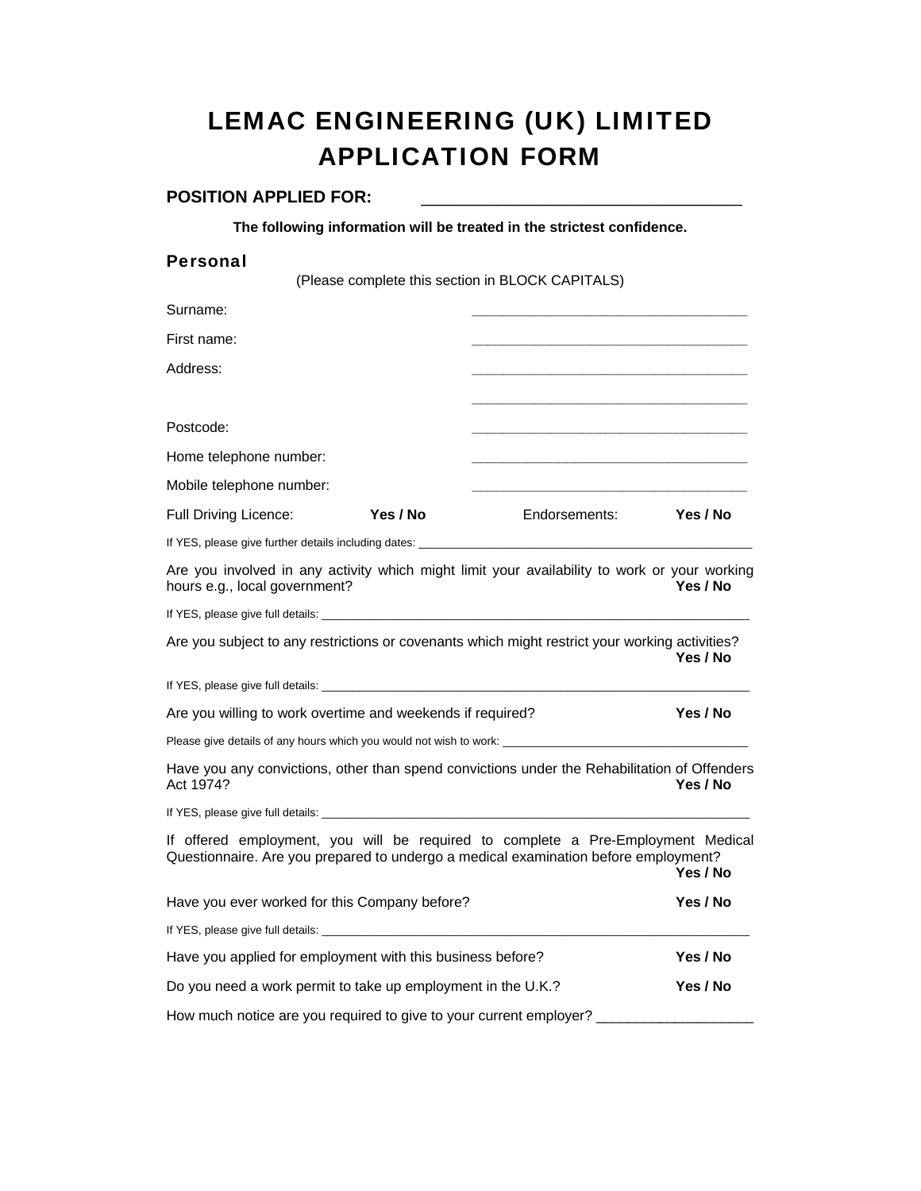# LEMAC ENGINEERING (UK) LIMITED
# APPLICATION FORM

**POSITION APPLIED FOR:** ___________________________________

**The following information will be treated in the strictest confidence.**

## Personal

(Please complete this section in BLOCK CAPITALS)

Surname: ___________________________________

First name: ___________________________________

Address: ___________________________________

___________________________________

Postcode: ___________________________________

Home telephone number: ___________________________________

Mobile telephone number: ___________________________________

Full Driving Licence: **Yes / No** Endorsements: **Yes / No**

If YES, please give further details including dates: ___________________________________

Are you involved in any activity which might limit your availability to work or your working hours e.g., local government? **Yes / No**

If YES, please give full details: ___________________________________

Are you subject to any restrictions or covenants which might restrict your working activities? **Yes / No**

If YES, please give full details: ___________________________________

Are you willing to work overtime and weekends if required? **Yes / No**

Please give details of any hours which you would not wish to work: ___________________________________

Have you any convictions, other than spend convictions under the Rehabilitation of Offenders Act 1974? **Yes / No**

If YES, please give full details: ___________________________________

If offered employment, you will be required to complete a Pre-Employment Medical Questionnaire. Are you prepared to undergo a medical examination before employment? **Yes / No**

Have you ever worked for this Company before? **Yes / No**

If YES, please give full details: ___________________________________

Have you applied for employment with this business before? **Yes / No**

Do you need a work permit to take up employment in the U.K.? **Yes / No**

How much notice are you required to give to your current employer? ____________________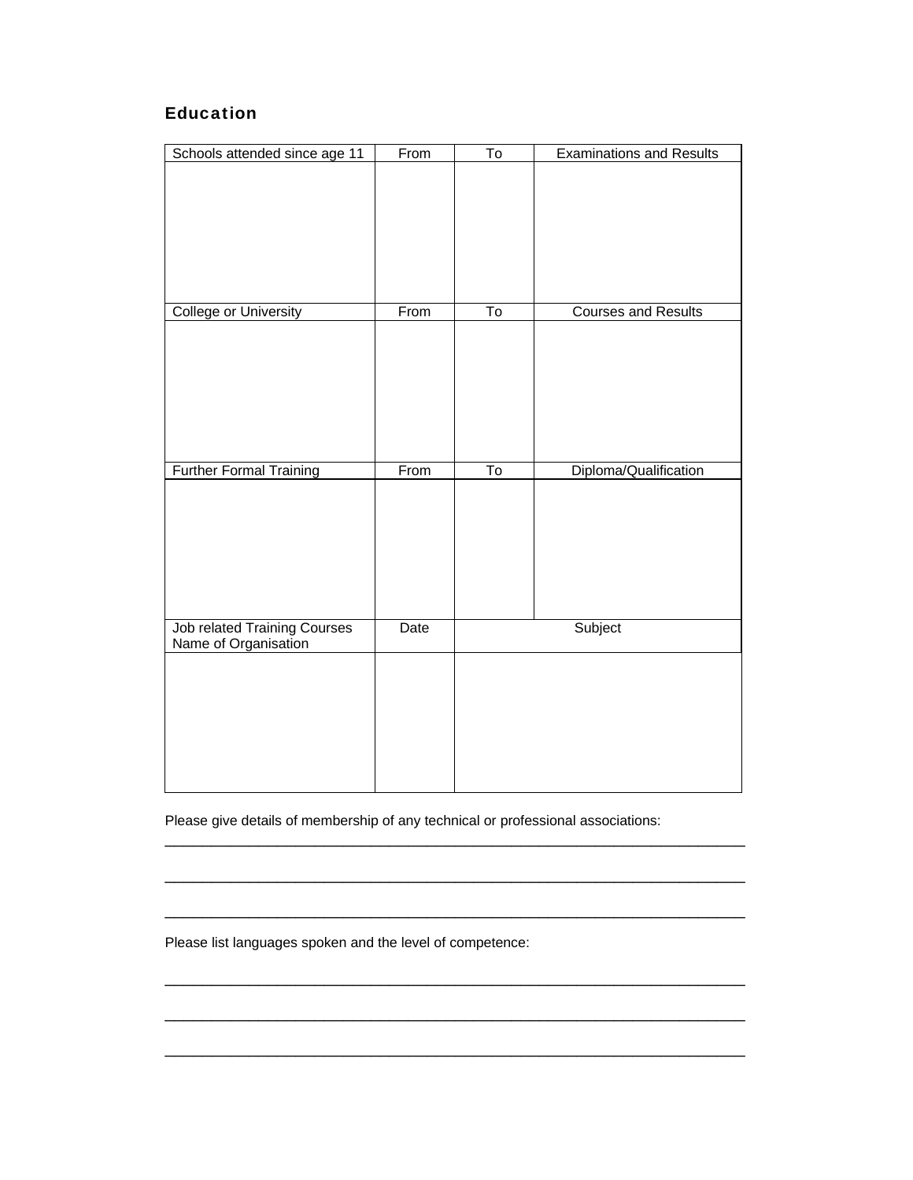## Education

| Schools attended since age 11 | From | To | Examinations and Results |
|---|---|---|---|
| | | | |

| College or University | From | To | Courses and Results |
|---|---|---|---|
| | | | |

| Further Formal Training | From | To | Diploma/Qualification |
|---|---|---|---|
| | | | |

| Job related Training Courses Name of Organisation | Date | Subject |
|---|---|---|
| | | |

Please give details of membership of any technical or professional associations:

\_\_\_\_\_\_\_\_\_\_\_\_\_\_\_\_\_\_\_\_\_\_\_\_\_\_\_\_\_\_\_\_\_\_\_\_\_\_\_\_\_\_\_\_\_\_\_\_\_\_\_\_\_\_\_\_\_\_\_\_

\_\_\_\_\_\_\_\_\_\_\_\_\_\_\_\_\_\_\_\_\_\_\_\_\_\_\_\_\_\_\_\_\_\_\_\_\_\_\_\_\_\_\_\_\_\_\_\_\_\_\_\_\_\_\_\_\_\_\_\_

\_\_\_\_\_\_\_\_\_\_\_\_\_\_\_\_\_\_\_\_\_\_\_\_\_\_\_\_\_\_\_\_\_\_\_\_\_\_\_\_\_\_\_\_\_\_\_\_\_\_\_\_\_\_\_\_\_\_\_\_

Please list languages spoken and the level of competence:

\_\_\_\_\_\_\_\_\_\_\_\_\_\_\_\_\_\_\_\_\_\_\_\_\_\_\_\_\_\_\_\_\_\_\_\_\_\_\_\_\_\_\_\_\_\_\_\_\_\_\_\_\_\_\_\_\_\_\_\_

\_\_\_\_\_\_\_\_\_\_\_\_\_\_\_\_\_\_\_\_\_\_\_\_\_\_\_\_\_\_\_\_\_\_\_\_\_\_\_\_\_\_\_\_\_\_\_\_\_\_\_\_\_\_\_\_\_\_\_\_

\_\_\_\_\_\_\_\_\_\_\_\_\_\_\_\_\_\_\_\_\_\_\_\_\_\_\_\_\_\_\_\_\_\_\_\_\_\_\_\_\_\_\_\_\_\_\_\_\_\_\_\_\_\_\_\_\_\_\_\_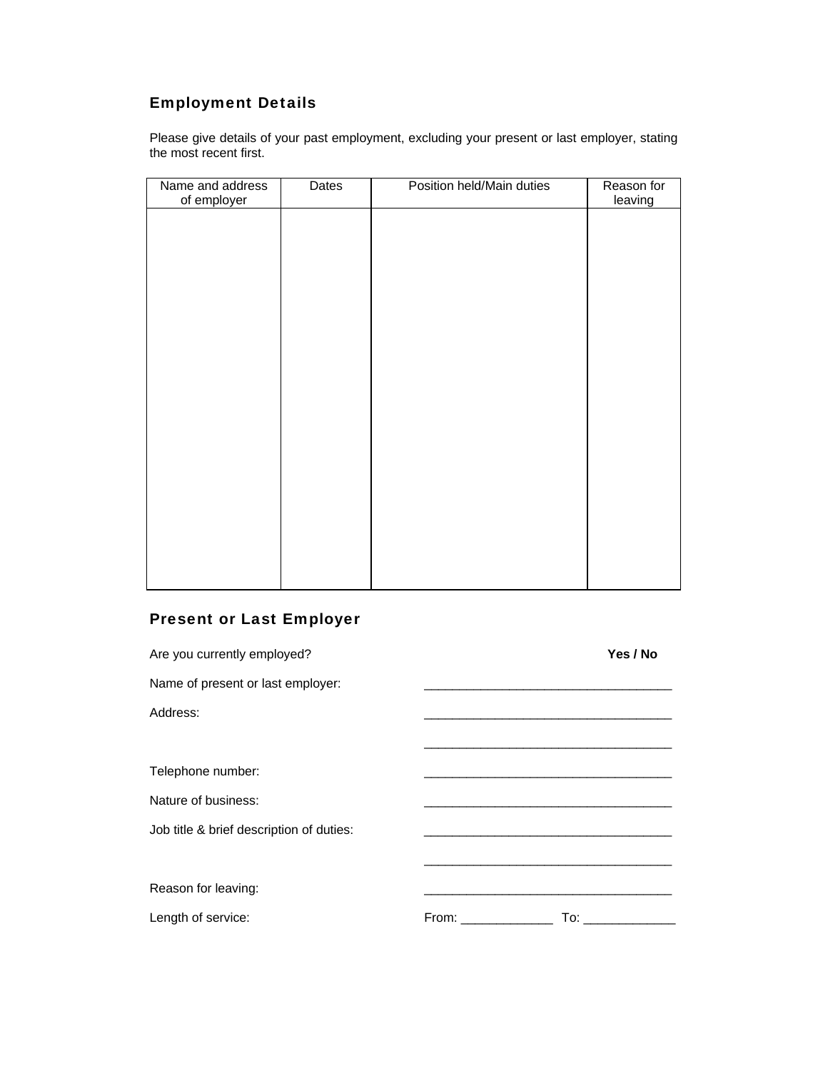## Employment Details

Please give details of your past employment, excluding your present or last employer, stating the most recent first.

| Name and address of employer | Dates | Position held/Main duties | Reason for leaving |
|---|---|---|---|
| | | | |

## Present or Last Employer

Are you currently employed? **Yes / No**

Name of present or last employer: ___________________________________

Address: ___________________________________

___________________________________

Telephone number: ___________________________________

Nature of business: ___________________________________

Job title & brief description of duties: ___________________________________

___________________________________

Reason for leaving: ___________________________________

Length of service: From: _____________ To: _____________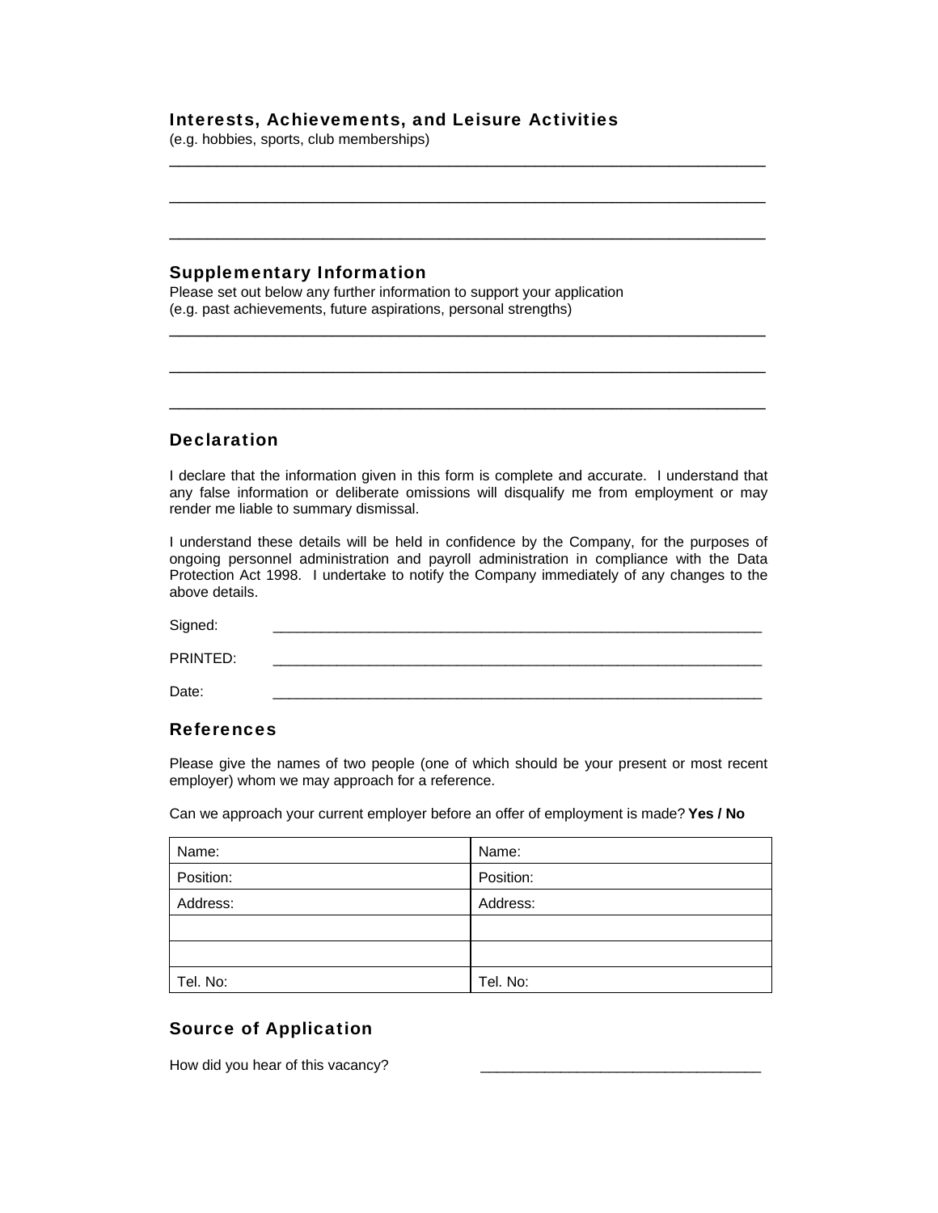## Interests, Achievements, and Leisure Activities

(e.g. hobbies, sports, club memberships)

_______________________________________________________________________

_______________________________________________________________________

_______________________________________________________________________

## Supplementary Information

Please set out below any further information to support your application
(e.g. past achievements, future aspirations, personal strengths)

_______________________________________________________________________

_______________________________________________________________________

_______________________________________________________________________

## Declaration

I declare that the information given in this form is complete and accurate. I understand that any false information or deliberate omissions will disqualify me from employment or may render me liable to summary dismissal.

I understand these details will be held in confidence by the Company, for the purposes of ongoing personnel administration and payroll administration in compliance with the Data Protection Act 1998. I undertake to notify the Company immediately of any changes to the above details.

Signed: _______________________________________________________________

PRINTED: _______________________________________________________________

Date: _______________________________________________________________

## References

Please give the names of two people (one of which should be your present or most recent employer) whom we may approach for a reference.

Can we approach your current employer before an offer of employment is made? **Yes / No**

| | |
|---|---|
| Name: | Name: |
| Position: | Position: |
| Address: | Address: |
| | |
| | |
| Tel. No: | Tel. No: |

## Source of Application

How did you hear of this vacancy? __________________________________